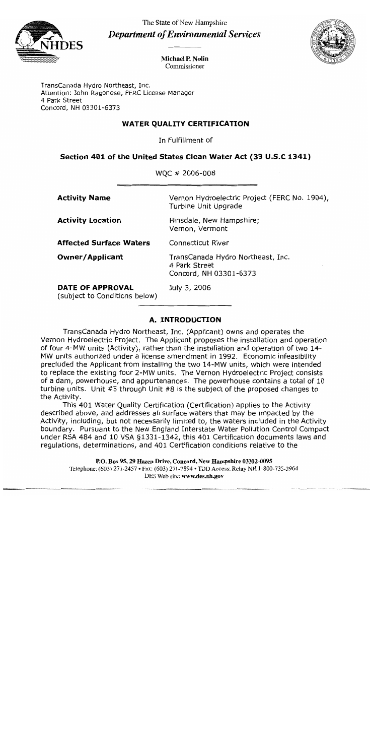The State of New Hampshire

***Department of Environmental Services***

**Michael P. Nolin**
Commissioner

TransCanada Hydro Northeast, Inc.
Attention: John Ragonese, FERC License Manager
4 Park Street
Concord, NH 03301-6373

## WATER QUALITY CERTIFICATION

In Fulfillment of

### Section 401 of the United States Clean Water Act (33 U.S.C 1341)

WQC # 2006-008

| | |
|---|---|
| **Activity Name** | Vernon Hydroelectric Project (FERC No. 1904), Turbine Unit Upgrade |
| **Activity Location** | Hinsdale, New Hampshire; Vernon, Vermont |
| **Affected Surface Waters** | Connecticut River |
| **Owner/Applicant** | TransCanada Hydro Northeast, Inc. 4 Park Street Concord, NH 03301-6373 |
| **DATE OF APPROVAL** (subject to Conditions below) | July 3, 2006 |

## A. INTRODUCTION

TransCanada Hydro Northeast, Inc. (Applicant) owns and operates the Vernon Hydroelectric Project. The Applicant proposes the installation and operation of four 4-MW units (Activity), rather than the installation and operation of two 14-MW units authorized under a license amendment in 1992. Economic infeasibility precluded the Applicant from installing the two 14-MW units, which were intended to replace the existing four 2-MW units. The Vernon Hydroelectric Project consists of a dam, powerhouse, and appurtenances. The powerhouse contains a total of 10 turbine units. Unit #5 through Unit #8 is the subject of the proposed changes to the Activity.

This 401 Water Quality Certification (Certification) applies to the Activity described above, and addresses all surface waters that may be impacted by the Activity, including, but not necessarily limited to, the waters included in the Activity boundary. Pursuant to the New England Interstate Water Pollution Control Compact under RSA 484 and 10 VSA §1331-1342, this 401 Certification documents laws and regulations, determinations, and 401 Certification conditions relative to the

P.O. Box 95, 29 Hazen Drive, Concord, New Hampshire 03302-0095
Telephone: (603) 271-2457 • Fax: (603) 271-7894 • TDD Access: Relay NH 1-800-735-2964
DES Web site: www.des.nh.gov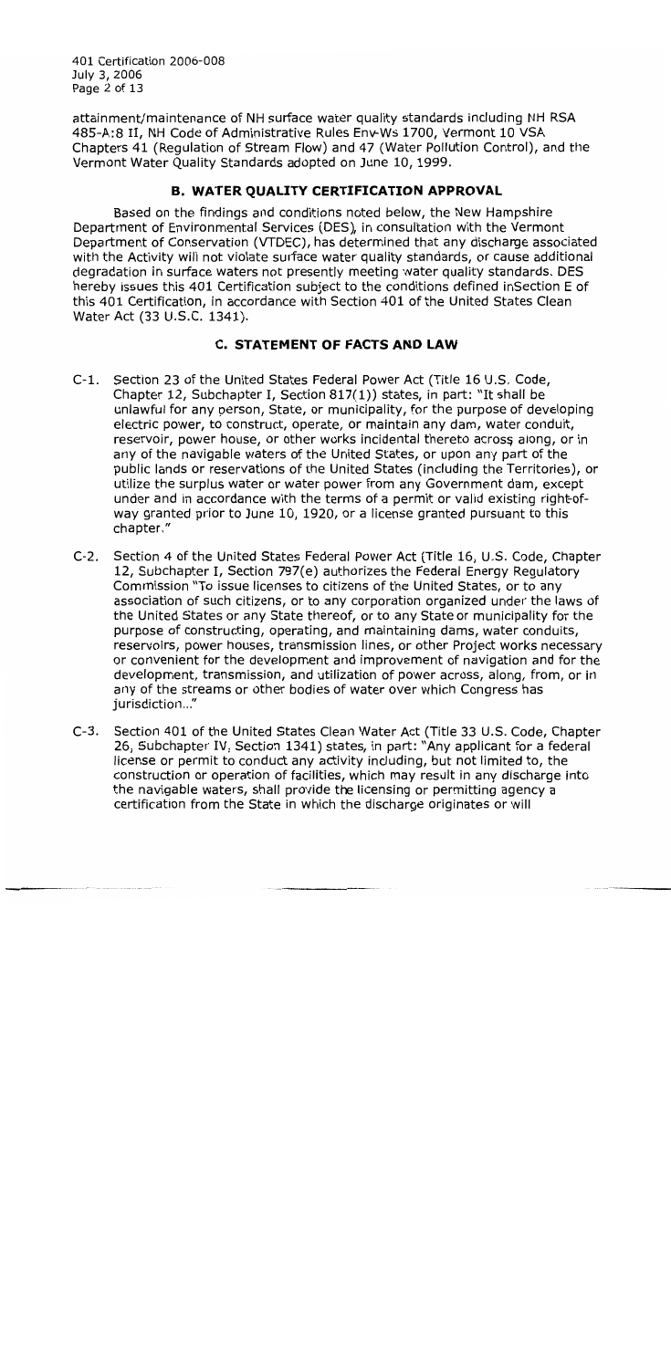attainment/maintenance of NH surface water quality standards including NH RSA 485-A:8 II, NH Code of Administrative Rules Env-Ws 1700, Vermont 10 VSA Chapters 41 (Regulation of Stream Flow) and 47 (Water Pollution Control), and the Vermont Water Quality Standards adopted on June 10, 1999.

## B. WATER QUALITY CERTIFICATION APPROVAL

Based on the findings and conditions noted below, the New Hampshire Department of Environmental Services (DES), in consultation with the Vermont Department of Conservation (VTDEC), has determined that any discharge associated with the Activity will not violate surface water quality standards, or cause additional degradation in surface waters not presently meeting water quality standards. DES hereby issues this 401 Certification subject to the conditions defined inSection E of this 401 Certification, in accordance with Section 401 of the United States Clean Water Act (33 U.S.C. 1341).

## C. STATEMENT OF FACTS AND LAW

C-1. Section 23 of the United States Federal Power Act (Title 16 U.S. Code, Chapter 12, Subchapter I, Section 817(1)) states, in part: "It shall be unlawful for any person, State, or municipality, for the purpose of developing electric power, to construct, operate, or maintain any dam, water conduit, reservoir, power house, or other works incidental thereto across along, or in any of the navigable waters of the United States, or upon any part of the public lands or reservations of the United States (including the Territories), or utilize the surplus water or water power from any Government dam, except under and in accordance with the terms of a permit or valid existing right-of-way granted prior to June 10, 1920, or a license granted pursuant to this chapter."

C-2. Section 4 of the United States Federal Power Act (Title 16, U.S. Code, Chapter 12, Subchapter I, Section 797(e) authorizes the Federal Energy Regulatory Commission "To issue licenses to citizens of the United States, or to any association of such citizens, or to any corporation organized under the laws of the United States or any State thereof, or to any State or municipality for the purpose of constructing, operating, and maintaining dams, water conduits, reservoirs, power houses, transmission lines, or other Project works necessary or convenient for the development and improvement of navigation and for the development, transmission, and utilization of power across, along, from, or in any of the streams or other bodies of water over which Congress has jurisdiction..."

C-3. Section 401 of the United States Clean Water Act (Title 33 U.S. Code, Chapter 26, Subchapter IV, Section 1341) states, in part: "Any applicant for a federal license or permit to conduct any activity including, but not limited to, the construction or operation of facilities, which may result in any discharge into the navigable waters, shall provide the licensing or permitting agency a certification from the State in which the discharge originates or will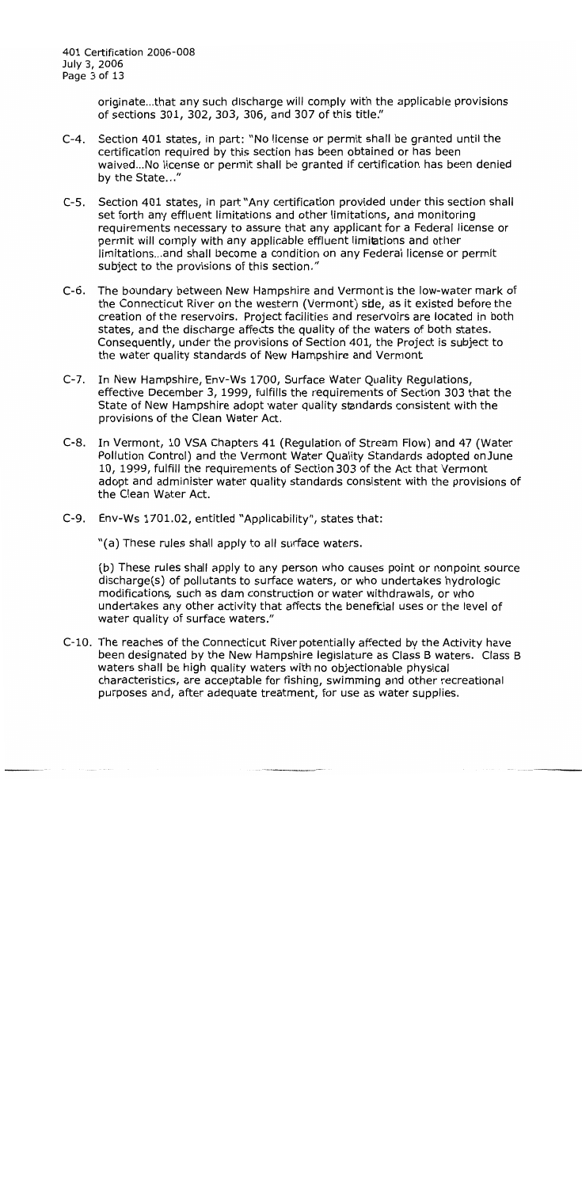originate...that any such discharge will comply with the applicable provisions of sections 301, 302, 303, 306, and 307 of this title."

C-4. Section 401 states, in part: "No license or permit shall be granted until the certification required by this section has been obtained or has been waived...No license or permit shall be granted if certification has been denied by the State..."

C-5. Section 401 states, in part "Any certification provided under this section shall set forth any effluent limitations and other limitations, and monitoring requirements necessary to assure that any applicant for a Federal license or permit will comply with any applicable effluent limitations and other limitations...and shall become a condition on any Federal license or permit subject to the provisions of this section."

C-6. The boundary between New Hampshire and Vermont is the low-water mark of the Connecticut River on the western (Vermont) side, as it existed before the creation of the reservoirs. Project facilities and reservoirs are located in both states, and the discharge affects the quality of the waters of both states. Consequently, under the provisions of Section 401, the Project is subject to the water quality standards of New Hampshire and Vermont.

C-7. In New Hampshire, Env-Ws 1700, Surface Water Quality Regulations, effective December 3, 1999, fulfills the requirements of Section 303 that the State of New Hampshire adopt water quality standards consistent with the provisions of the Clean Water Act.

C-8. In Vermont, 10 VSA Chapters 41 (Regulation of Stream Flow) and 47 (Water Pollution Control) and the Vermont Water Quality Standards adopted on June 10, 1999, fulfill the requirements of Section 303 of the Act that Vermont adopt and administer water quality standards consistent with the provisions of the Clean Water Act.

C-9. Env-Ws 1701.02, entitled "Applicability", states that:

"(a) These rules shall apply to all surface waters.

(b) These rules shall apply to any person who causes point or nonpoint source discharge(s) of pollutants to surface waters, or who undertakes hydrologic modifications, such as dam construction or water withdrawals, or who undertakes any other activity that affects the beneficial uses or the level of water quality of surface waters."

C-10. The reaches of the Connecticut River potentially affected by the Activity have been designated by the New Hampshire legislature as Class B waters. Class B waters shall be high quality waters with no objectionable physical characteristics, are acceptable for fishing, swimming and other recreational purposes and, after adequate treatment, for use as water supplies.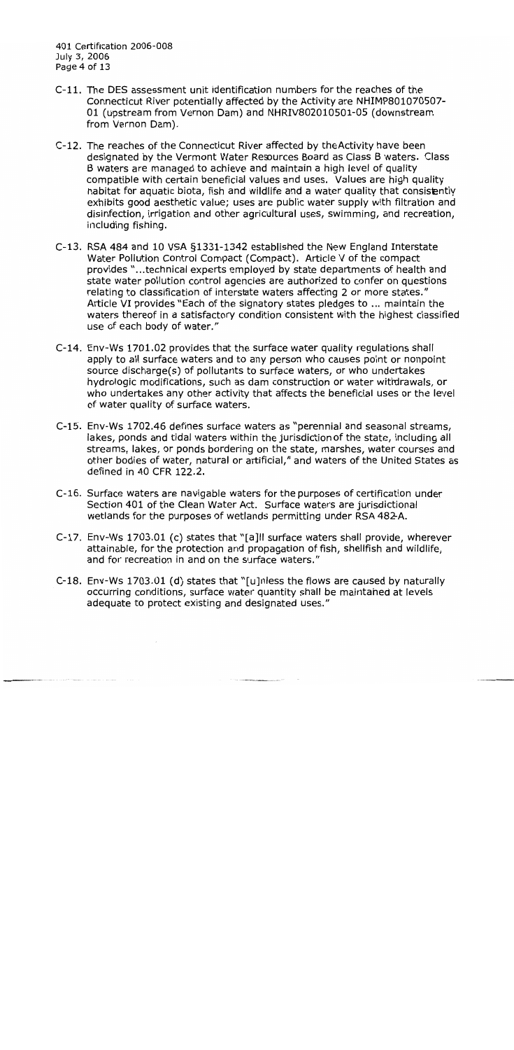C-11. The DES assessment unit identification numbers for the reaches of the Connecticut River potentially affected by the Activity are NHIMP801070507-01 (upstream from Vernon Dam) and NHRIV802010501-05 (downstream from Vernon Dam).

C-12. The reaches of the Connecticut River affected by the Activity have been designated by the Vermont Water Resources Board as Class B waters. Class B waters are managed to achieve and maintain a high level of quality compatible with certain beneficial values and uses. Values are high quality habitat for aquatic biota, fish and wildlife and a water quality that consistently exhibits good aesthetic value; uses are public water supply with filtration and disinfection, irrigation and other agricultural uses, swimming, and recreation, including fishing.

C-13. RSA 484 and 10 VSA §1331-1342 established the New England Interstate Water Pollution Control Compact (Compact). Article V of the compact provides "...technical experts employed by state departments of health and state water pollution control agencies are authorized to confer on questions relating to classification of interstate waters affecting 2 or more states." Article VI provides "Each of the signatory states pledges to ... maintain the waters thereof in a satisfactory condition consistent with the highest classified use of each body of water."

C-14. Env-Ws 1701.02 provides that the surface water quality regulations shall apply to all surface waters and to any person who causes point or nonpoint source discharge(s) of pollutants to surface waters, or who undertakes hydrologic modifications, such as dam construction or water withdrawals, or who undertakes any other activity that affects the beneficial uses or the level of water quality of surface waters.

C-15. Env-Ws 1702.46 defines surface waters as "perennial and seasonal streams, lakes, ponds and tidal waters within the jurisdiction of the state, including all streams, lakes, or ponds bordering on the state, marshes, water courses and other bodies of water, natural or artificial," and waters of the United States as defined in 40 CFR 122.2.

C-16. Surface waters are navigable waters for the purposes of certification under Section 401 of the Clean Water Act. Surface waters are jurisdictional wetlands for the purposes of wetlands permitting under RSA 482-A.

C-17. Env-Ws 1703.01 (c) states that "[a]ll surface waters shall provide, wherever attainable, for the protection and propagation of fish, shellfish and wildlife, and for recreation in and on the surface waters."

C-18. Env-Ws 1703.01 (d) states that "[u]nless the flows are caused by naturally occurring conditions, surface water quantity shall be maintained at levels adequate to protect existing and designated uses."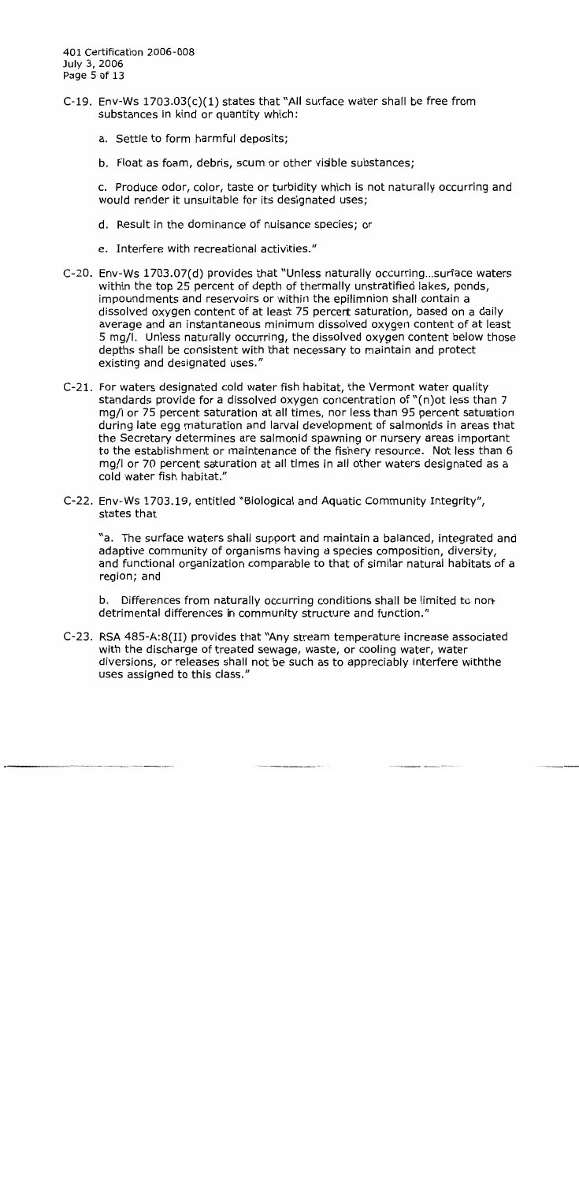C-19. Env-Ws 1703.03(c)(1) states that "All surface water shall be free from substances in kind or quantity which:

a. Settle to form harmful deposits;

b. Float as foam, debris, scum or other visible substances;

c. Produce odor, color, taste or turbidity which is not naturally occurring and would render it unsuitable for its designated uses;

d. Result in the dominance of nuisance species; or

e. Interfere with recreational activities."

C-20. Env-Ws 1703.07(d) provides that "Unless naturally occurring...surface waters within the top 25 percent of depth of thermally unstratified lakes, ponds, impoundments and reservoirs or within the epilimnion shall contain a dissolved oxygen content of at least 75 percent saturation, based on a daily average and an instantaneous minimum dissolved oxygen content of at least 5 mg/l. Unless naturally occurring, the dissolved oxygen content below those depths shall be consistent with that necessary to maintain and protect existing and designated uses."

C-21. For waters designated cold water fish habitat, the Vermont water quality standards provide for a dissolved oxygen concentration of "(n)ot less than 7 mg/l or 75 percent saturation at all times, nor less than 95 percent saturation during late egg maturation and larval development of salmonids in areas that the Secretary determines are salmonid spawning or nursery areas important to the establishment or maintenance of the fishery resource. Not less than 6 mg/l or 70 percent saturation at all times in all other waters designated as a cold water fish habitat."

C-22. Env-Ws 1703.19, entitled "Biological and Aquatic Community Integrity", states that

"a. The surface waters shall support and maintain a balanced, integrated and adaptive community of organisms having a species composition, diversity, and functional organization comparable to that of similar natural habitats of a region; and

b. Differences from naturally occurring conditions shall be limited to non-detrimental differences in community structure and function."

C-23. RSA 485-A:8(II) provides that "Any stream temperature increase associated with the discharge of treated sewage, waste, or cooling water, water diversions, or releases shall not be such as to appreciably interfere withthe uses assigned to this class."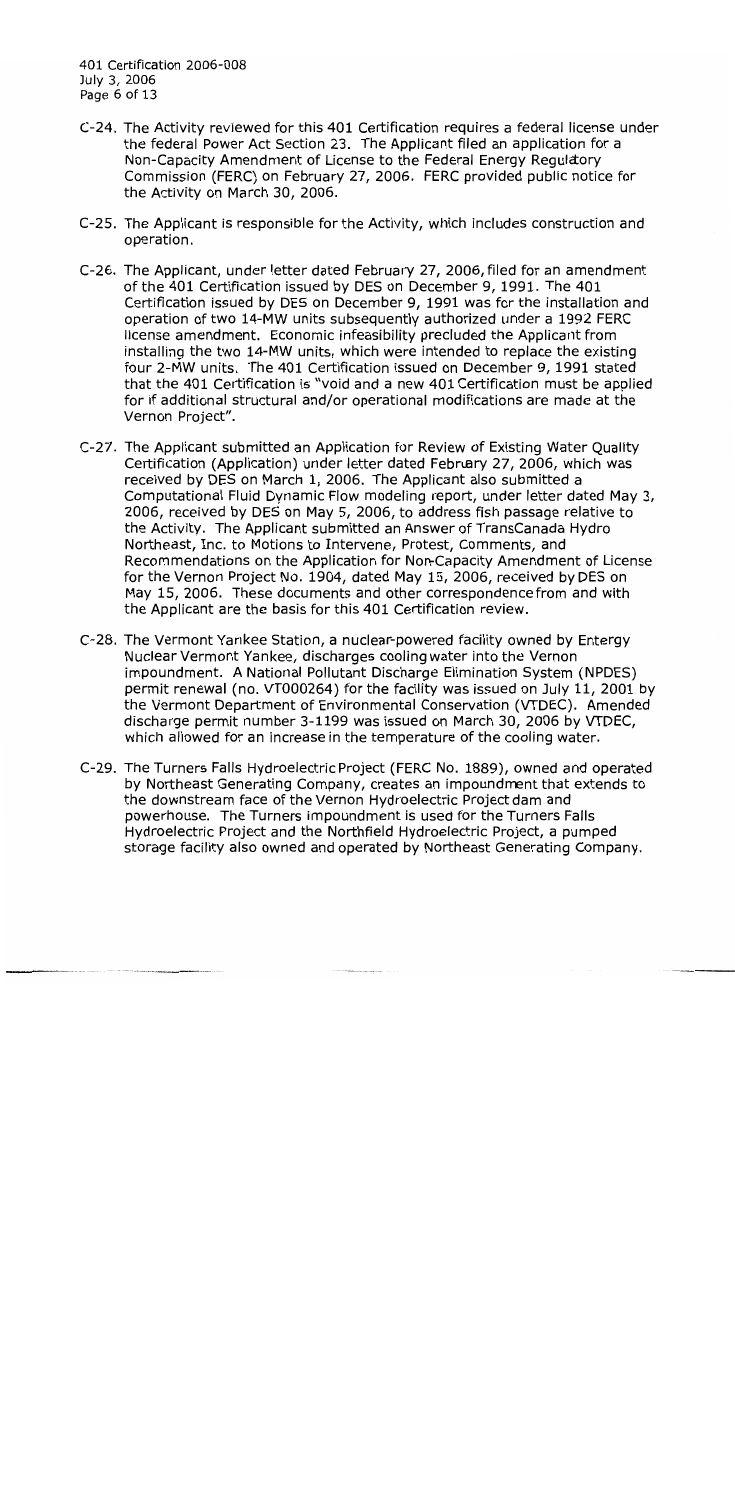C-24. The Activity reviewed for this 401 Certification requires a federal license under the federal Power Act Section 23. The Applicant filed an application for a Non-Capacity Amendment of License to the Federal Energy Regulatory Commission (FERC) on February 27, 2006. FERC provided public notice for the Activity on March 30, 2006.

C-25. The Applicant is responsible for the Activity, which includes construction and operation.

C-26. The Applicant, under letter dated February 27, 2006, filed for an amendment of the 401 Certification issued by DES on December 9, 1991. The 401 Certification issued by DES on December 9, 1991 was for the installation and operation of two 14-MW units subsequently authorized under a 1992 FERC license amendment. Economic infeasibility precluded the Applicant from installing the two 14-MW units, which were intended to replace the existing four 2-MW units. The 401 Certification issued on December 9, 1991 stated that the 401 Certification is "void and a new 401 Certification must be applied for if additional structural and/or operational modifications are made at the Vernon Project".

C-27. The Applicant submitted an Application for Review of Existing Water Quality Certification (Application) under letter dated February 27, 2006, which was received by DES on March 1, 2006. The Applicant also submitted a Computational Fluid Dynamic Flow modeling report, under letter dated May 3, 2006, received by DES on May 5, 2006, to address fish passage relative to the Activity. The Applicant submitted an Answer of TransCanada Hydro Northeast, Inc. to Motions to Intervene, Protest, Comments, and Recommendations on the Application for Non-Capacity Amendment of License for the Vernon Project No. 1904, dated May 15, 2006, received by DES on May 15, 2006. These documents and other correspondence from and with the Applicant are the basis for this 401 Certification review.

C-28. The Vermont Yankee Station, a nuclear-powered facility owned by Entergy Nuclear Vermont Yankee, discharges cooling water into the Vernon impoundment. A National Pollutant Discharge Elimination System (NPDES) permit renewal (no. VT000264) for the facility was issued on July 11, 2001 by the Vermont Department of Environmental Conservation (VTDEC). Amended discharge permit number 3-1199 was issued on March 30, 2006 by VTDEC, which allowed for an increase in the temperature of the cooling water.

C-29. The Turners Falls Hydroelectric Project (FERC No. 1889), owned and operated by Northeast Generating Company, creates an impoundment that extends to the downstream face of the Vernon Hydroelectric Project dam and powerhouse. The Turners impoundment is used for the Turners Falls Hydroelectric Project and the Northfield Hydroelectric Project, a pumped storage facility also owned and operated by Northeast Generating Company.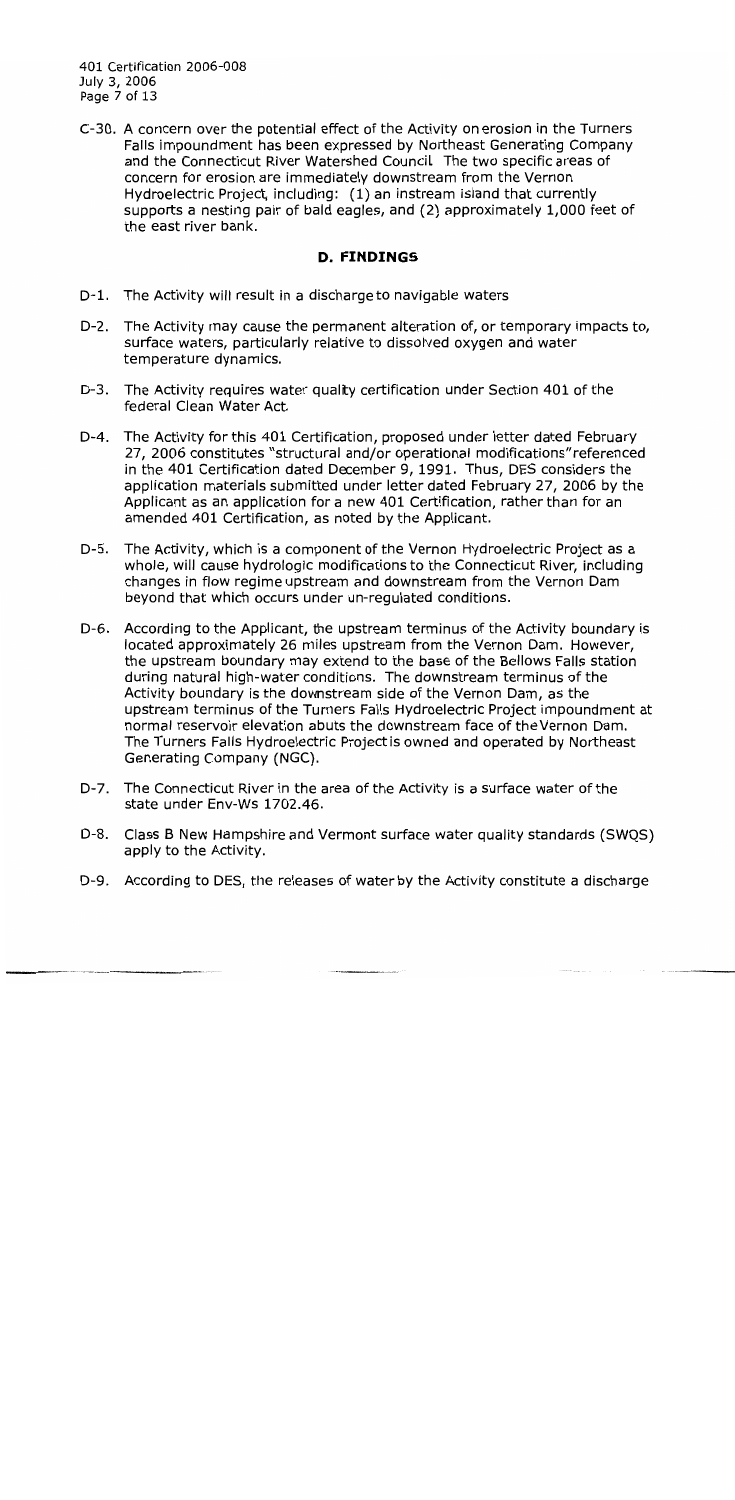C-30. A concern over the potential effect of the Activity on erosion in the Turners Falls impoundment has been expressed by Northeast Generating Company and the Connecticut River Watershed Council. The two specific areas of concern for erosion are immediately downstream from the Vernon Hydroelectric Project, including: (1) an instream island that currently supports a nesting pair of bald eagles, and (2) approximately 1,000 feet of the east river bank.

## D. FINDINGS

D-1. The Activity will result in a discharge to navigable waters

D-2. The Activity may cause the permanent alteration of, or temporary impacts to, surface waters, particularly relative to dissolved oxygen and water temperature dynamics.

D-3. The Activity requires water quality certification under Section 401 of the federal Clean Water Act.

D-4. The Activity for this 401 Certification, proposed under letter dated February 27, 2006 constitutes "structural and/or operational modifications" referenced in the 401 Certification dated December 9, 1991. Thus, DES considers the application materials submitted under letter dated February 27, 2006 by the Applicant as an application for a new 401 Certification, rather than for an amended 401 Certification, as noted by the Applicant.

D-5. The Activity, which is a component of the Vernon Hydroelectric Project as a whole, will cause hydrologic modifications to the Connecticut River, including changes in flow regime upstream and downstream from the Vernon Dam beyond that which occurs under un-regulated conditions.

D-6. According to the Applicant, the upstream terminus of the Activity boundary is located approximately 26 miles upstream from the Vernon Dam. However, the upstream boundary may extend to the base of the Bellows Falls station during natural high-water conditions. The downstream terminus of the Activity boundary is the downstream side of the Vernon Dam, as the upstream terminus of the Turners Falls Hydroelectric Project impoundment at normal reservoir elevation abuts the downstream face of the Vernon Dam. The Turners Falls Hydroelectric Project is owned and operated by Northeast Generating Company (NGC).

D-7. The Connecticut River in the area of the Activity is a surface water of the state under Env-Ws 1702.46.

D-8. Class B New Hampshire and Vermont surface water quality standards (SWQS) apply to the Activity.

D-9. According to DES, the releases of water by the Activity constitute a discharge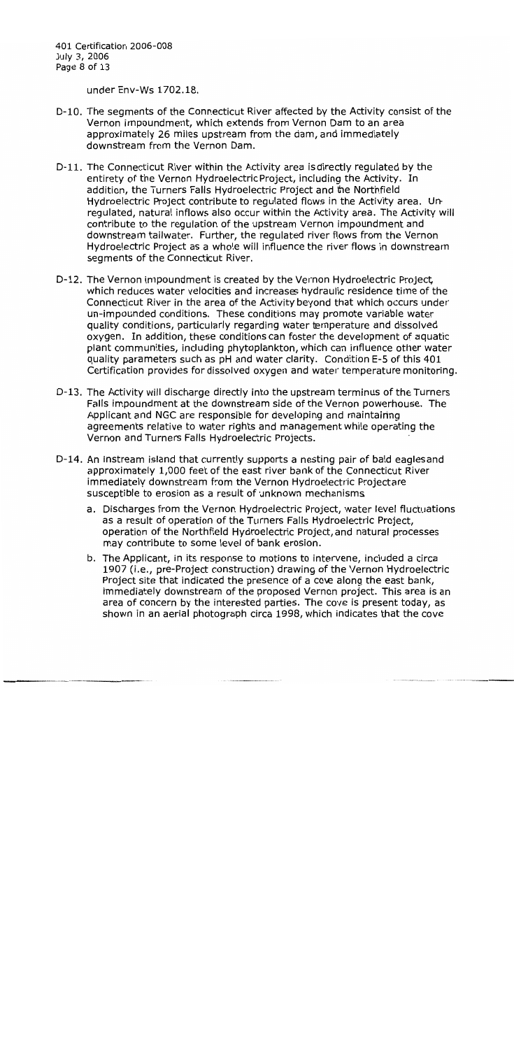under Env-Ws 1702.18.

- D-10. The segments of the Connecticut River affected by the Activity consist of the Vernon impoundment, which extends from Vernon Dam to an area approximately 26 miles upstream from the dam, and immediately downstream from the Vernon Dam.

- D-11. The Connecticut River within the Activity area is directly regulated by the entirety of the Vernon Hydroelectric Project, including the Activity. In addition, the Turners Falls Hydroelectric Project and the Northfield Hydroelectric Project contribute to regulated flows in the Activity area. Unregulated, natural inflows also occur within the Activity area. The Activity will contribute to the regulation of the upstream Vernon impoundment and downstream tailwater. Further, the regulated river flows from the Vernon Hydroelectric Project as a whole will influence the river flows in downstream segments of the Connecticut River.

- D-12. The Vernon impoundment is created by the Vernon Hydroelectric Project, which reduces water velocities and increases hydraulic residence time of the Connecticut River in the area of the Activity beyond that which occurs under un-impounded conditions. These conditions may promote variable water quality conditions, particularly regarding water temperature and dissolved oxygen. In addition, these conditions can foster the development of aquatic plant communities, including phytoplankton, which can influence other water quality parameters such as pH and water clarity. Condition E-5 of this 401 Certification provides for dissolved oxygen and water temperature monitoring.

- D-13. The Activity will discharge directly into the upstream terminus of the Turners Falls impoundment at the downstream side of the Vernon powerhouse. The Applicant and NGC are responsible for developing and maintaining agreements relative to water rights and management while operating the Vernon and Turners Falls Hydroelectric Projects.

- D-14. An instream island that currently supports a nesting pair of bald eagles and approximately 1,000 feet of the east river bank of the Connecticut River immediately downstream from the Vernon Hydroelectric Project are susceptible to erosion as a result of unknown mechanisms.
  - a. Discharges from the Vernon Hydroelectric Project, water level fluctuations as a result of operation of the Turners Falls Hydroelectric Project, operation of the Northfield Hydroelectric Project, and natural processes may contribute to some level of bank erosion.
  - b. The Applicant, in its response to motions to intervene, included a circa 1907 (i.e., pre-Project construction) drawing of the Vernon Hydroelectric Project site that indicated the presence of a cove along the east bank, immediately downstream of the proposed Vernon project. This area is an area of concern by the interested parties. The cove is present today, as shown in an aerial photograph circa 1998, which indicates that the cove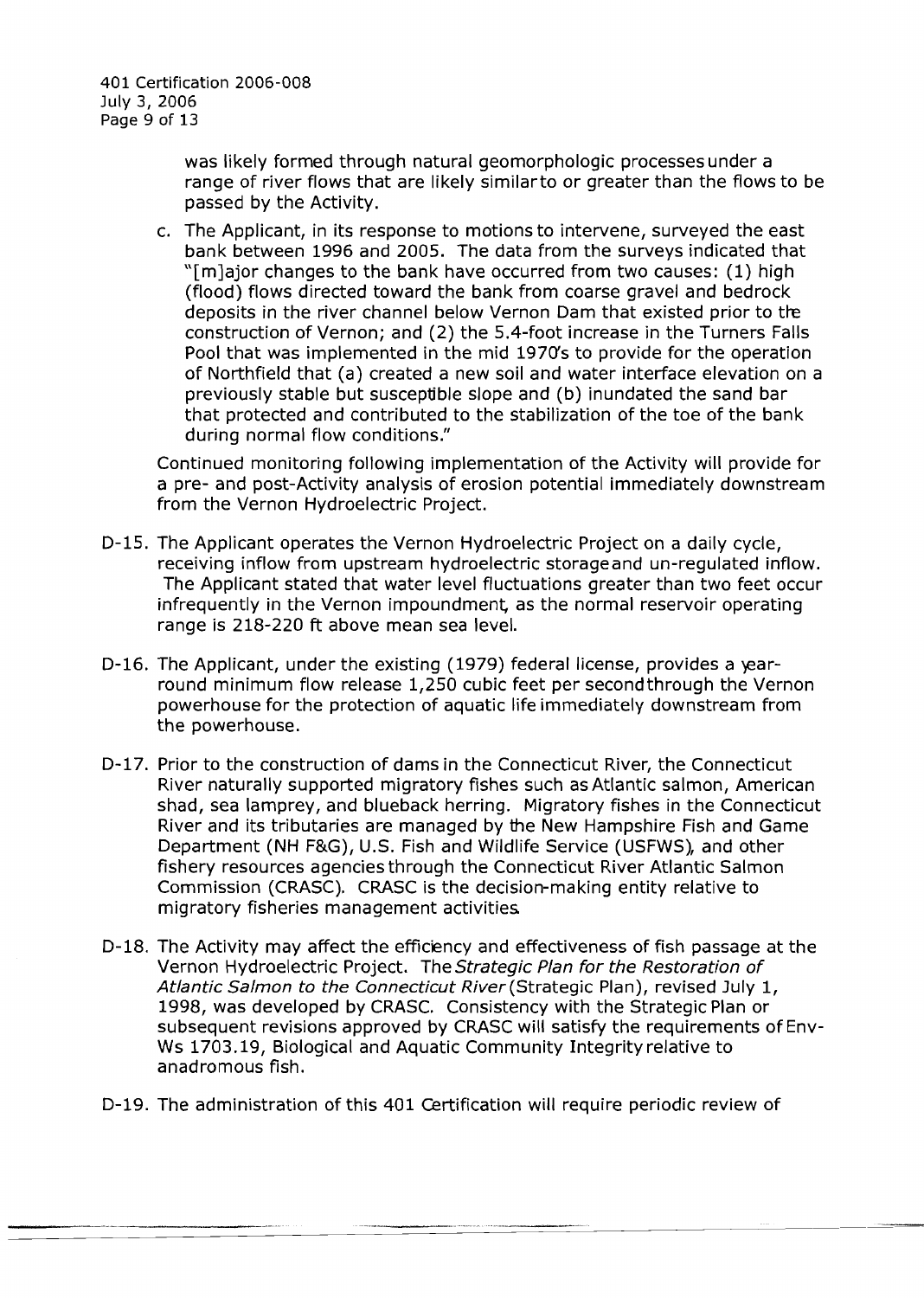was likely formed through natural geomorphologic processes under a range of river flows that are likely similar to or greater than the flows to be passed by the Activity.

c. The Applicant, in its response to motions to intervene, surveyed the east bank between 1996 and 2005. The data from the surveys indicated that "[m]ajor changes to the bank have occurred from two causes: (1) high (flood) flows directed toward the bank from coarse gravel and bedrock deposits in the river channel below Vernon Dam that existed prior to the construction of Vernon; and (2) the 5.4-foot increase in the Turners Falls Pool that was implemented in the mid 1970's to provide for the operation of Northfield that (a) created a new soil and water interface elevation on a previously stable but susceptible slope and (b) inundated the sand bar that protected and contributed to the stabilization of the toe of the bank during normal flow conditions."

Continued monitoring following implementation of the Activity will provide for a pre- and post-Activity analysis of erosion potential immediately downstream from the Vernon Hydroelectric Project.

D-15. The Applicant operates the Vernon Hydroelectric Project on a daily cycle, receiving inflow from upstream hydroelectric storage and un-regulated inflow. The Applicant stated that water level fluctuations greater than two feet occur infrequently in the Vernon impoundment, as the normal reservoir operating range is 218-220 ft above mean sea level.

D-16. The Applicant, under the existing (1979) federal license, provides a year-round minimum flow release 1,250 cubic feet per second through the Vernon powerhouse for the protection of aquatic life immediately downstream from the powerhouse.

D-17. Prior to the construction of dams in the Connecticut River, the Connecticut River naturally supported migratory fishes such as Atlantic salmon, American shad, sea lamprey, and blueback herring. Migratory fishes in the Connecticut River and its tributaries are managed by the New Hampshire Fish and Game Department (NH F&G), U.S. Fish and Wildlife Service (USFWS), and other fishery resources agencies through the Connecticut River Atlantic Salmon Commission (CRASC). CRASC is the decision-making entity relative to migratory fisheries management activities.

D-18. The Activity may affect the efficiency and effectiveness of fish passage at the Vernon Hydroelectric Project. The *Strategic Plan for the Restoration of Atlantic Salmon to the Connecticut River* (Strategic Plan), revised July 1, 1998, was developed by CRASC. Consistency with the Strategic Plan or subsequent revisions approved by CRASC will satisfy the requirements of Env-Ws 1703.19, Biological and Aquatic Community Integrity relative to anadromous fish.

D-19. The administration of this 401 Certification will require periodic review of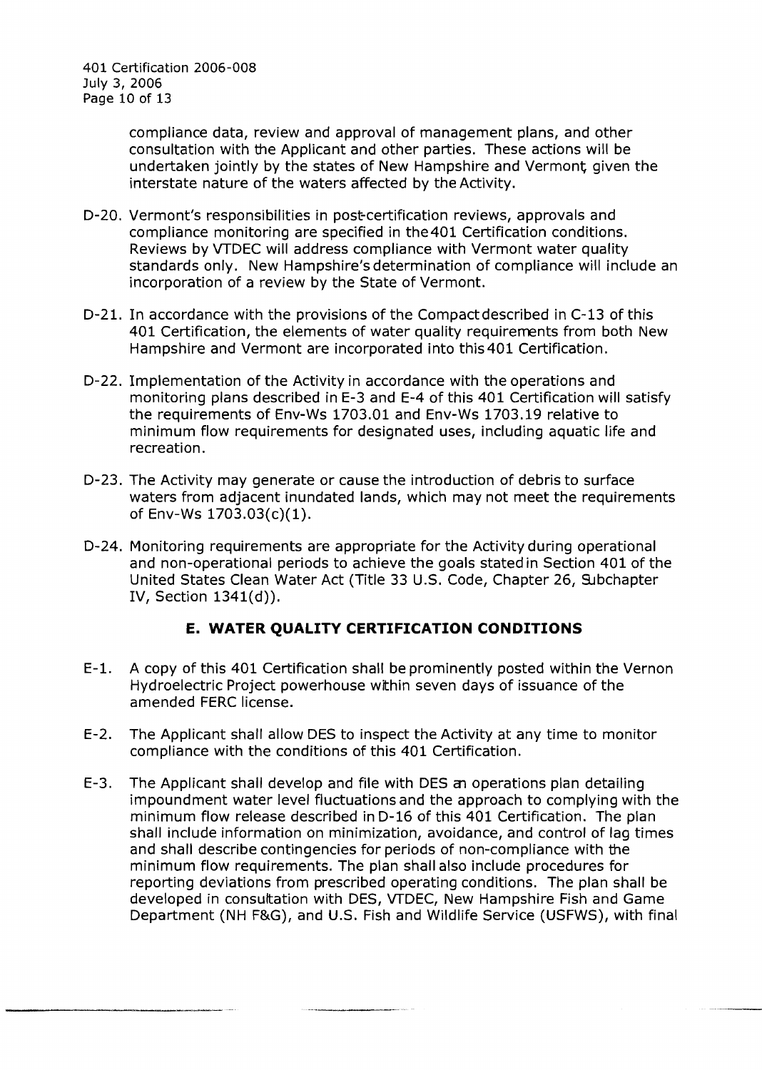compliance data, review and approval of management plans, and other consultation with the Applicant and other parties. These actions will be undertaken jointly by the states of New Hampshire and Vermont, given the interstate nature of the waters affected by the Activity.

D-20. Vermont's responsibilities in post-certification reviews, approvals and compliance monitoring are specified in the 401 Certification conditions. Reviews by VTDEC will address compliance with Vermont water quality standards only. New Hampshire's determination of compliance will include an incorporation of a review by the State of Vermont.

D-21. In accordance with the provisions of the Compact described in C-13 of this 401 Certification, the elements of water quality requirements from both New Hampshire and Vermont are incorporated into this 401 Certification.

D-22. Implementation of the Activity in accordance with the operations and monitoring plans described in E-3 and E-4 of this 401 Certification will satisfy the requirements of Env-Ws 1703.01 and Env-Ws 1703.19 relative to minimum flow requirements for designated uses, including aquatic life and recreation.

D-23. The Activity may generate or cause the introduction of debris to surface waters from adjacent inundated lands, which may not meet the requirements of Env-Ws 1703.03(c)(1).

D-24. Monitoring requirements are appropriate for the Activity during operational and non-operational periods to achieve the goals stated in Section 401 of the United States Clean Water Act (Title 33 U.S. Code, Chapter 26, Subchapter IV, Section 1341(d)).

## E. WATER QUALITY CERTIFICATION CONDITIONS

E-1. A copy of this 401 Certification shall be prominently posted within the Vernon Hydroelectric Project powerhouse within seven days of issuance of the amended FERC license.

E-2. The Applicant shall allow DES to inspect the Activity at any time to monitor compliance with the conditions of this 401 Certification.

E-3. The Applicant shall develop and file with DES an operations plan detailing impoundment water level fluctuations and the approach to complying with the minimum flow release described in D-16 of this 401 Certification. The plan shall include information on minimization, avoidance, and control of lag times and shall describe contingencies for periods of non-compliance with the minimum flow requirements. The plan shall also include procedures for reporting deviations from prescribed operating conditions. The plan shall be developed in consultation with DES, VTDEC, New Hampshire Fish and Game Department (NH F&G), and U.S. Fish and Wildlife Service (USFWS), with final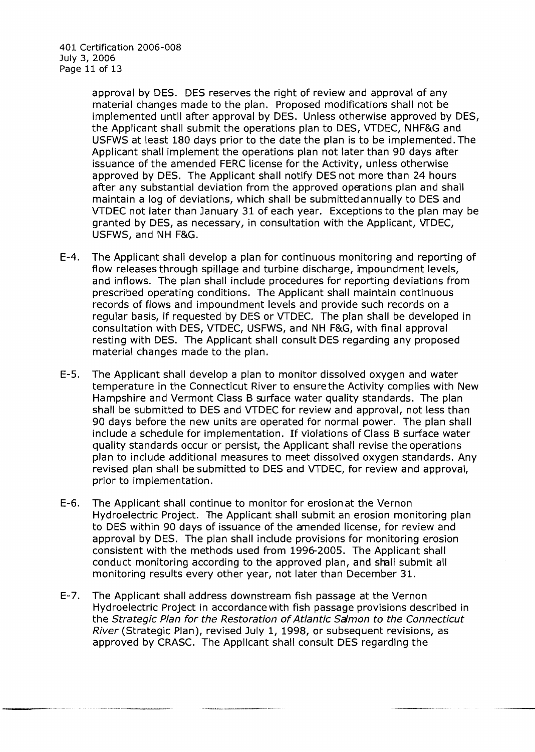approval by DES. DES reserves the right of review and approval of any material changes made to the plan. Proposed modifications shall not be implemented until after approval by DES. Unless otherwise approved by DES, the Applicant shall submit the operations plan to DES, VTDEC, NHF&G and USFWS at least 180 days prior to the date the plan is to be implemented. The Applicant shall implement the operations plan not later than 90 days after issuance of the amended FERC license for the Activity, unless otherwise approved by DES. The Applicant shall notify DES not more than 24 hours after any substantial deviation from the approved operations plan and shall maintain a log of deviations, which shall be submitted annually to DES and VTDEC not later than January 31 of each year. Exceptions to the plan may be granted by DES, as necessary, in consultation with the Applicant, VTDEC, USFWS, and NH F&G.

E-4. The Applicant shall develop a plan for continuous monitoring and reporting of flow releases through spillage and turbine discharge, impoundment levels, and inflows. The plan shall include procedures for reporting deviations from prescribed operating conditions. The Applicant shall maintain continuous records of flows and impoundment levels and provide such records on a regular basis, if requested by DES or VTDEC. The plan shall be developed in consultation with DES, VTDEC, USFWS, and NH F&G, with final approval resting with DES. The Applicant shall consult DES regarding any proposed material changes made to the plan.

E-5. The Applicant shall develop a plan to monitor dissolved oxygen and water temperature in the Connecticut River to ensure the Activity complies with New Hampshire and Vermont Class B surface water quality standards. The plan shall be submitted to DES and VTDEC for review and approval, not less than 90 days before the new units are operated for normal power. The plan shall include a schedule for implementation. If violations of Class B surface water quality standards occur or persist, the Applicant shall revise the operations plan to include additional measures to meet dissolved oxygen standards. Any revised plan shall be submitted to DES and VTDEC, for review and approval, prior to implementation.

E-6. The Applicant shall continue to monitor for erosion at the Vernon Hydroelectric Project. The Applicant shall submit an erosion monitoring plan to DES within 90 days of issuance of the amended license, for review and approval by DES. The plan shall include provisions for monitoring erosion consistent with the methods used from 1996-2005. The Applicant shall conduct monitoring according to the approved plan, and shall submit all monitoring results every other year, not later than December 31.

E-7. The Applicant shall address downstream fish passage at the Vernon Hydroelectric Project in accordance with fish passage provisions described in the *Strategic Plan for the Restoration of Atlantic Salmon to the Connecticut River* (Strategic Plan), revised July 1, 1998, or subsequent revisions, as approved by CRASC. The Applicant shall consult DES regarding the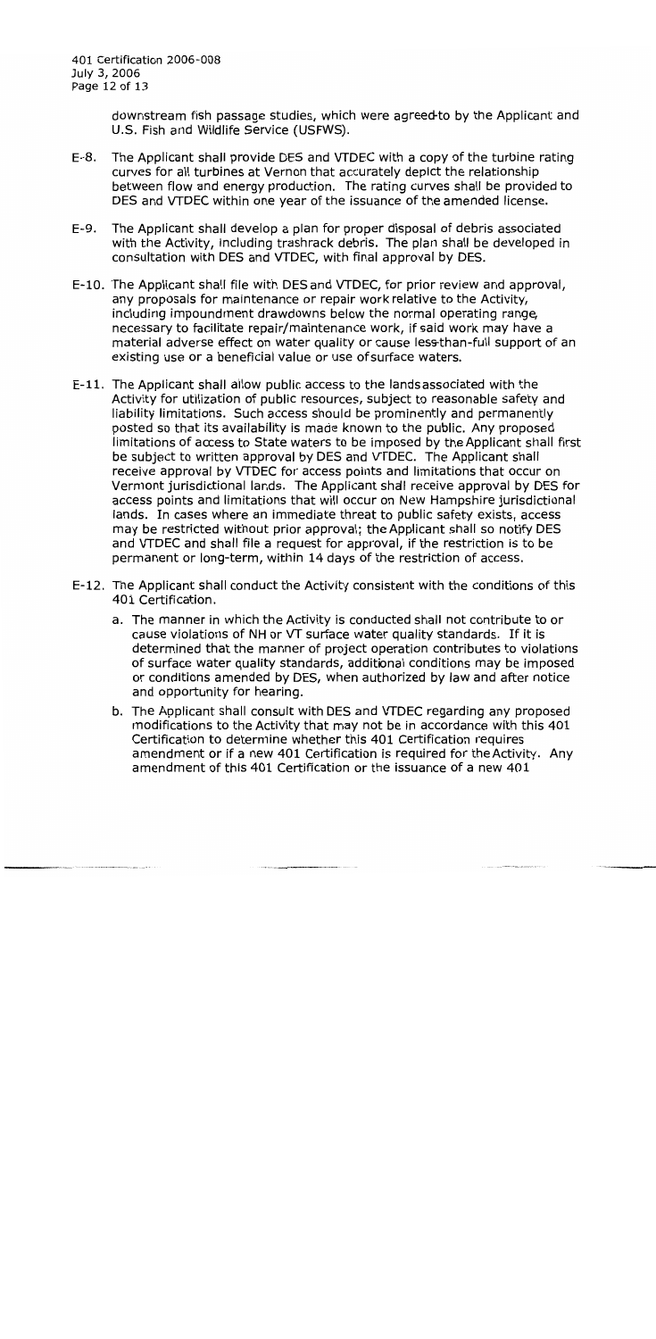downstream fish passage studies, which were agreed-to by the Applicant and U.S. Fish and Wildlife Service (USFWS).

E-8. The Applicant shall provide DES and VTDEC with a copy of the turbine rating curves for all turbines at Vernon that accurately depict the relationship between flow and energy production. The rating curves shall be provided to DES and VTDEC within one year of the issuance of the amended license.

E-9. The Applicant shall develop a plan for proper disposal of debris associated with the Activity, including trashrack debris. The plan shall be developed in consultation with DES and VTDEC, with final approval by DES.

E-10. The Applicant shall file with DES and VTDEC, for prior review and approval, any proposals for maintenance or repair work relative to the Activity, including impoundment drawdowns below the normal operating range, necessary to facilitate repair/maintenance work, if said work may have a material adverse effect on water quality or cause less-than-full support of an existing use or a beneficial value or use of surface waters.

E-11. The Applicant shall allow public access to the lands associated with the Activity for utilization of public resources, subject to reasonable safety and liability limitations. Such access should be prominently and permanently posted so that its availability is made known to the public. Any proposed limitations of access to State waters to be imposed by the Applicant shall first be subject to written approval by DES and VTDEC. The Applicant shall receive approval by VTDEC for access points and limitations that occur on Vermont jurisdictional lands. The Applicant shall receive approval by DES for access points and limitations that will occur on New Hampshire jurisdictional lands. In cases where an immediate threat to public safety exists, access may be restricted without prior approval; the Applicant shall so notify DES and VTDEC and shall file a request for approval, if the restriction is to be permanent or long-term, within 14 days of the restriction of access.

E-12. The Applicant shall conduct the Activity consistent with the conditions of this 401 Certification.

   a. The manner in which the Activity is conducted shall not contribute to or cause violations of NH or VT surface water quality standards. If it is determined that the manner of project operation contributes to violations of surface water quality standards, additional conditions may be imposed or conditions amended by DES, when authorized by law and after notice and opportunity for hearing.

   b. The Applicant shall consult with DES and VTDEC regarding any proposed modifications to the Activity that may not be in accordance with this 401 Certification to determine whether this 401 Certification requires amendment or if a new 401 Certification is required for the Activity. Any amendment of this 401 Certification or the issuance of a new 401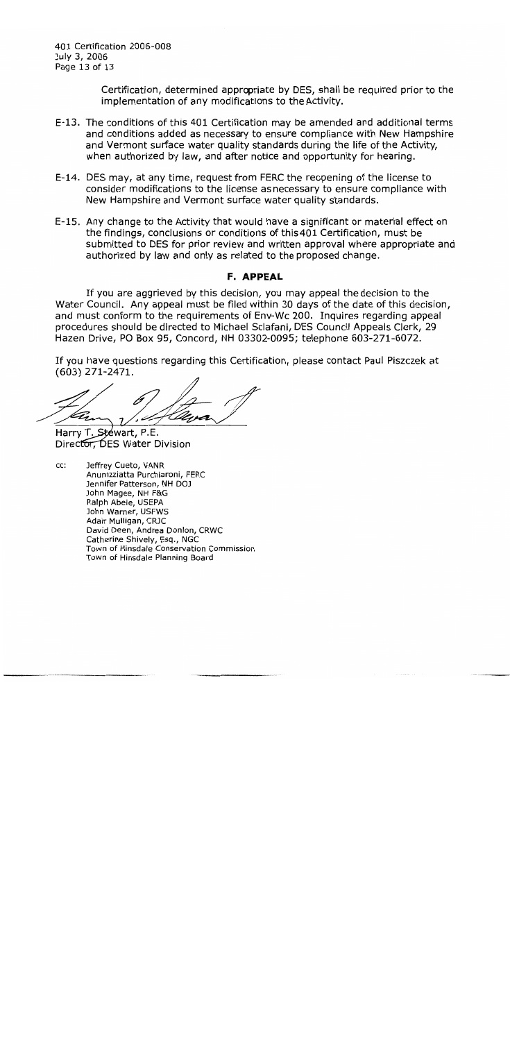Certification, determined appropriate by DES, shall be required prior to the implementation of any modifications to the Activity.

E-13. The conditions of this 401 Certification may be amended and additional terms and conditions added as necessary to ensure compliance with New Hampshire and Vermont surface water quality standards during the life of the Activity, when authorized by law, and after notice and opportunity for hearing.

E-14. DES may, at any time, request from FERC the reopening of the license to consider modifications to the license as necessary to ensure compliance with New Hampshire and Vermont surface water quality standards.

E-15. Any change to the Activity that would have a significant or material effect on the findings, conclusions or conditions of this 401 Certification, must be submitted to DES for prior review and written approval where appropriate and authorized by law and only as related to the proposed change.

## F. APPEAL

If you are aggrieved by this decision, you may appeal the decision to the Water Council. Any appeal must be filed within 30 days of the date of this decision, and must conform to the requirements of Env-Wc 200. Inquires regarding appeal procedures should be directed to Michael Sclafani, DES Council Appeals Clerk, 29 Hazen Drive, PO Box 95, Concord, NH 03302-0095; telephone 603-271-6072.

If you have questions regarding this Certification, please contact Paul Piszczek at (603) 271-2471.

Harry T. Stewart, P.E.
Director, DES Water Division

cc: Jeffrey Cueto, VANR
Anumzziatta Purchiaroni, FERC
Jennifer Patterson, NH DOJ
John Magee, NH F&G
Ralph Abele, USEPA
John Warner, USFWS
Adair Mulligan, CRJC
David Deen, Andrea Donlon, CRWC
Catherine Shively, Esq., NGC
Town of Hinsdale Conservation Commission
Town of Hinsdale Planning Board